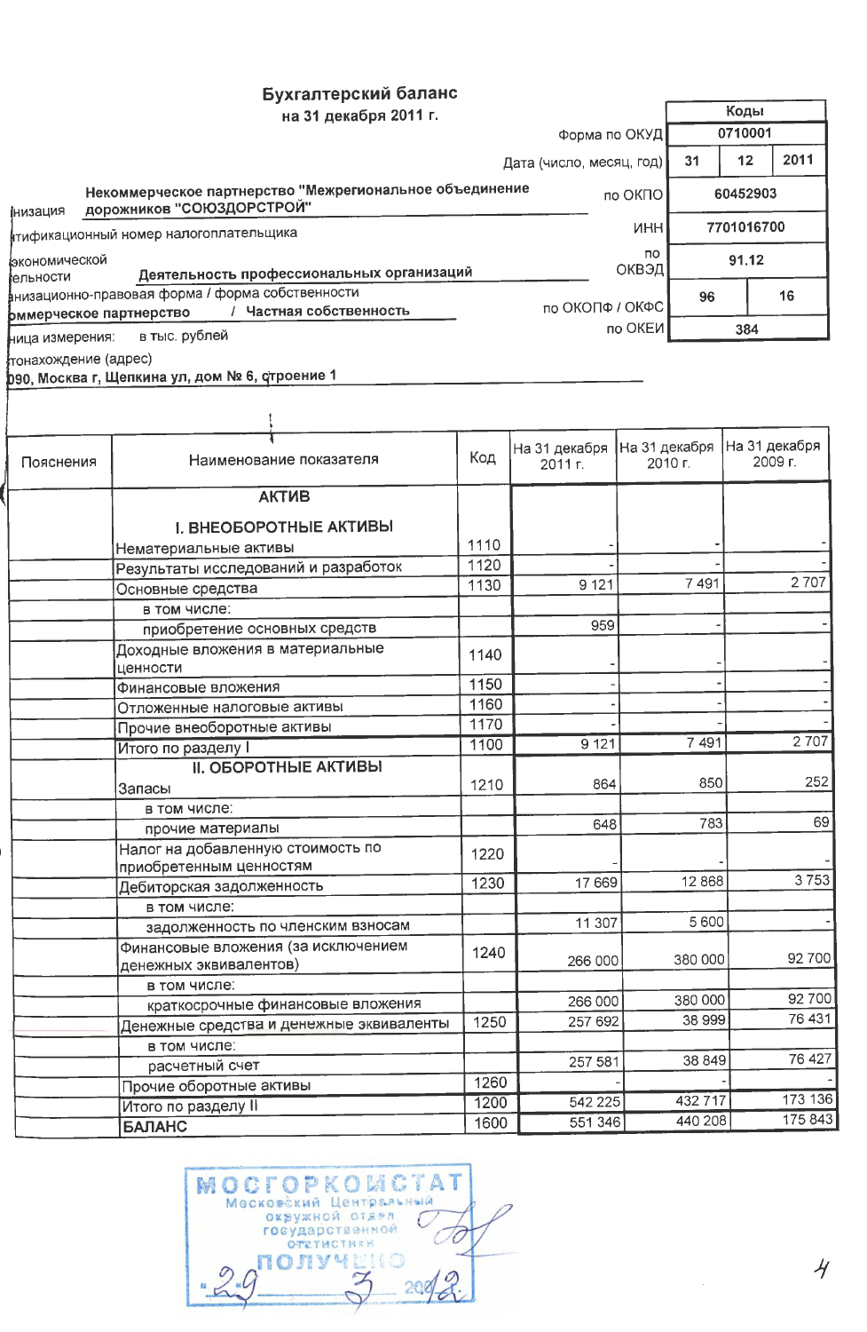# Бухгалтерский баланс

## на 31 декабря 2011 г.

| | | Коды | | |
|---|---|---|---|---|
| | Форма по ОКУД | 0710001 | | |
| | Дата (число, месяц, год) | 31 | 12 | 2011 |
| Организация: Некоммерческое партнерство "Межрегиональное объединение дорожников "СОЮЗДОРСТРОЙ" | по ОКПО | 60452903 | | |
| Идентификационный номер налогоплательщика | ИНН | 7701016700 | | |
| Вид экономической деятельности: Деятельность профессиональных организаций | по ОКВЭД | 91.12 | | |
| Организационно-правовая форма / форма собственности: Некоммерческое партнерство / Частная собственность | по ОКОПФ / ОКФС | 96 | 16 | |
| Единица измерения: в тыс. рублей | по ОКЕИ | 384 | | |

Местонахождение (адрес)

090, Москва г, Щепкина ул, дом № 6, строение 1

| Пояснения | Наименование показателя | Код | На 31 декабря 2011 г. | На 31 декабря 2010 г. | На 31 декабря 2009 г. |
|---|---|---|---|---|---|
| | **АКТИВ** | | | | |
| | **I. ВНЕОБОРОТНЫЕ АКТИВЫ** | | | | |
| | Нематериальные активы | 1110 | - | - | - |
| | Результаты исследований и разработок | 1120 | - | - | - |
| | Основные средства | 1130 | 9 121 | 7 491 | 2 707 |
| | в том числе: | | | | |
| | приобретение основных средств | | 959 | - | - |
| | Доходные вложения в материальные ценности | 1140 | - | - | - |
| | Финансовые вложения | 1150 | - | - | - |
| | Отложенные налоговые активы | 1160 | - | - | - |
| | Прочие внеоборотные активы | 1170 | - | - | - |
| | Итого по разделу I | 1100 | 9 121 | 7 491 | 2 707 |
| | **II. ОБОРОТНЫЕ АКТИВЫ** | | | | |
| | Запасы | 1210 | 864 | 850 | 252 |
| | в том числе: | | | | |
| | прочие материалы | | 648 | 783 | 69 |
| | Налог на добавленную стоимость по приобретенным ценностям | 1220 | - | - | - |
| | Дебиторская задолженность | 1230 | 17 669 | 12 868 | 3 753 |
| | в том числе: | | | | |
| | задолженность по членским взносам | | 11 307 | 5 600 | - |
| | Финансовые вложения (за исключением денежных эквивалентов) | 1240 | 266 000 | 380 000 | 92 700 |
| | в том числе: | | | | |
| | краткосрочные финансовые вложения | | 266 000 | 380 000 | 92 700 |
| | Денежные средства и денежные эквиваленты | 1250 | 257 692 | 38 999 | 76 431 |
| | в том числе: | | | | |
| | расчетный счет | | 257 581 | 38 849 | 76 427 |
| | Прочие оборотные активы | 1260 | - | - | - |
| | Итого по разделу II | 1200 | 542 225 | 432 717 | 173 136 |
| | **БАЛАНС** | 1600 | 551 346 | 440 208 | 175 843 |

МОСГОРКОМСТАТ Московский Центральный окружной отдел государственной статистики ПОЛУЧЕНО «29» 3 2012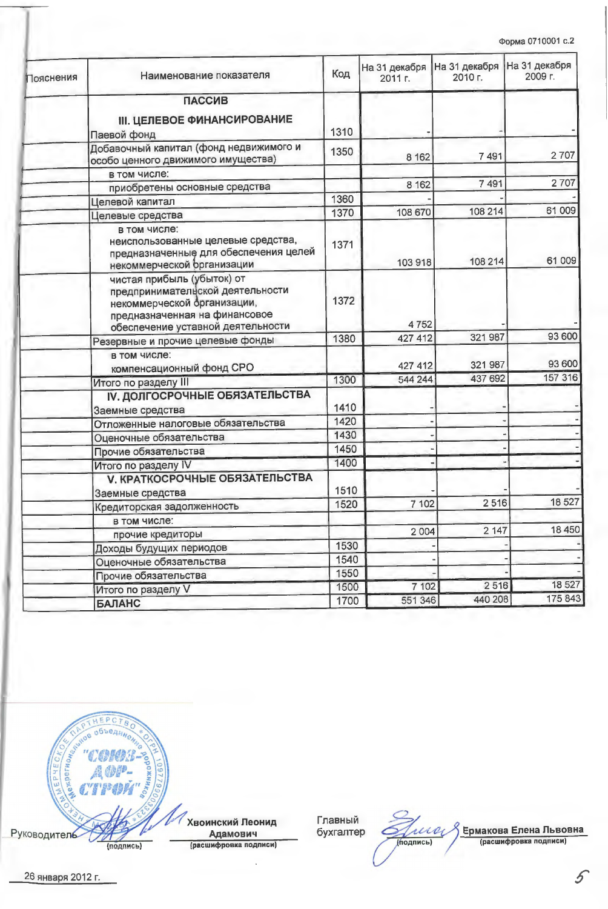Форма 0710001 с.2

| Пояснения | Наименование показателя | Код | На 31 декабря 2011 г. | На 31 декабря 2010 г. | На 31 декабря 2009 г. |
|---|---|---|---|---|---|
| | **ПАССИВ** | | | | |
| | **III. ЦЕЛЕВОЕ ФИНАНСИРОВАНИЕ** | | | | |
| | Паевой фонд | 1310 | - | - | - |
| | Добавочный капитал (фонд недвижимого и особо ценного движимого имущества) | 1350 | 8 162 | 7 491 | 2 707 |
| | в том числе: | | | | |
| | приобретены основные средства | | 8 162 | 7 491 | 2 707 |
| | Целевой капитал | 1360 | - | - | - |
| | Целевые средства | 1370 | 108 670 | 108 214 | 61 009 |
| | в том числе: неиспользованные целевые средства, предназначенные для обеспечения целей некоммерческой организации | 1371 | 103 918 | 108 214 | 61 009 |
| | чистая прибыль (убыток) от предпринимательской деятельности некоммерческой организации, предназначенная на финансовое обеспечение уставной деятельности | 1372 | 4 752 | - | - |
| | Резервные и прочие целевые фонды | 1380 | 427 412 | 321 987 | 93 600 |
| | в том числе: компенсационный фонд СРО | | 427 412 | 321 987 | 93 600 |
| | Итого по разделу III | 1300 | 544 244 | 437 692 | 157 316 |
| | **IV. ДОЛГОСРОЧНЫЕ ОБЯЗАТЕЛЬСТВА** | | | | |
| | Заемные средства | 1410 | - | - | - |
| | Отложенные налоговые обязательства | 1420 | - | - | - |
| | Оценочные обязательства | 1430 | - | - | - |
| | Прочие обязательства | 1450 | - | - | - |
| | Итого по разделу IV | 1400 | - | - | - |
| | **V. КРАТКОСРОЧНЫЕ ОБЯЗАТЕЛЬСТВА** | | | | |
| | Заемные средства | 1510 | - | - | - |
| | Кредиторская задолженность | 1520 | 7 102 | 2 516 | 18 527 |
| | в том числе: | | | | |
| | прочие кредиторы | | 2 004 | 2 147 | 18 450 |
| | Доходы будущих периодов | 1530 | - | - | - |
| | Оценочные обязательства | 1540 | - | - | - |
| | Прочие обязательства | 1550 | - | - | - |
| | Итого по разделу V | 1500 | 7 102 | 2 516 | 18 527 |
| | **БАЛАНС** | 1700 | 551 346 | 440 208 | 175 843 |

Руководитель _______ (подпись) **Хвоинский Леонид Адамович** (расшифровка подписи)

Главный бухгалтер _______ (подпись) **Ермакова Елена Львовна** (расшифровка подписи)

26 января 2012 г.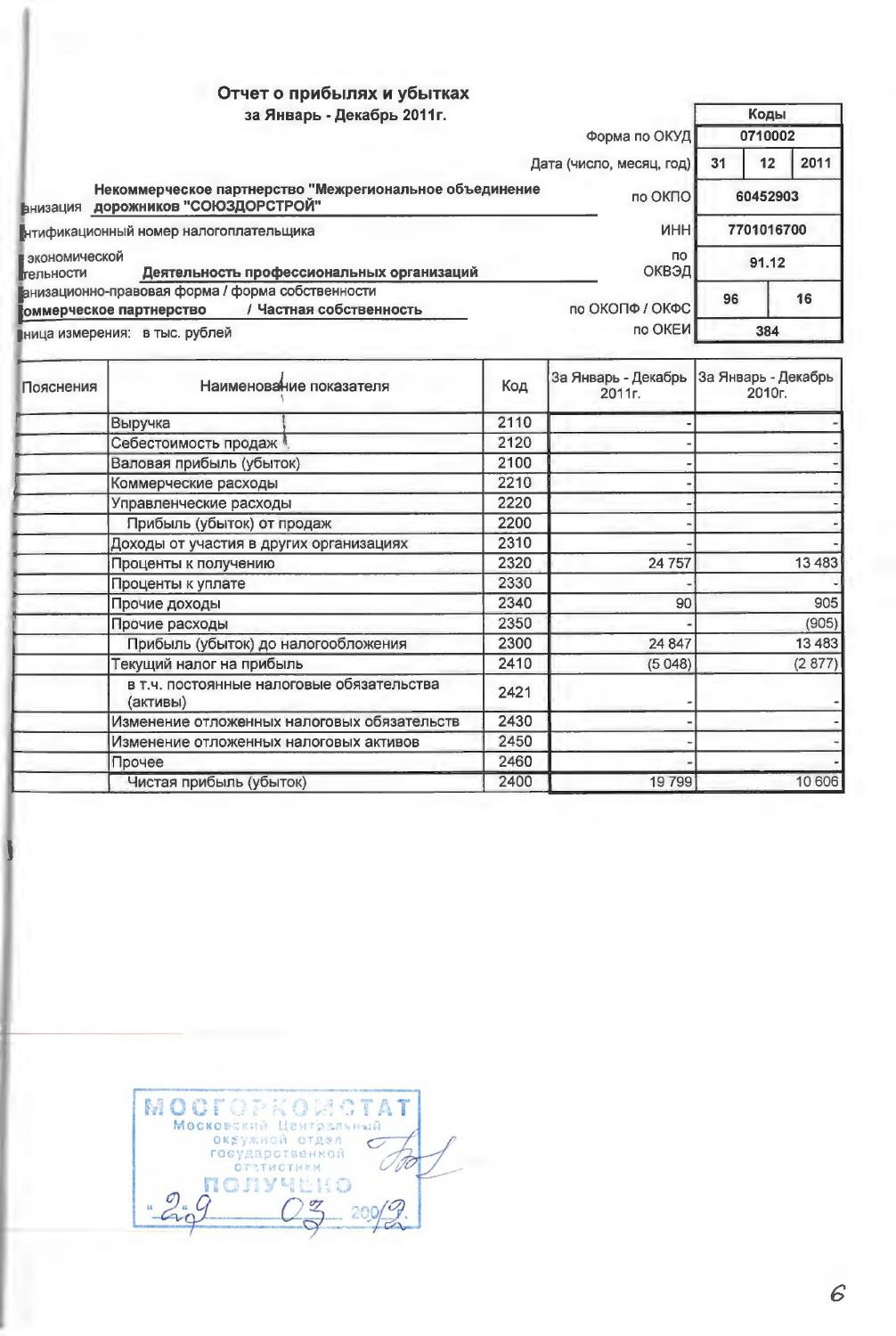# Отчет о прибылях и убытках

**за Январь - Декабрь 2011г.**

| | Коды |
|---|---|
| Форма по ОКУД | 0710002 |
| Дата (число, месяц, год) | 31 / 12 / 2011 |
| по ОКПО | 60452903 |
| ИНН | 7701016700 |
| по ОКВЭД | 91.12 |
| по ОКОПФ / ОКФС | 96 / 16 |
| по ОКЕИ | 384 |

анизация **Некоммерческое партнерство "Межрегиональное объединение дорожников "СОЮЗДОРСТРОЙ"**

нтификационный номер налогоплательщика

экономической тельности **Деятельность профессиональных организаций**

анизационно-правовая форма / форма собственности
**оммерческое партнерство / Частная собственность**

ница измерения: в тыс. рублей

| Пояснения | Наименование показателя | Код | За Январь - Декабрь 2011г. | За Январь - Декабрь 2010г. |
|---|---|---|---|---|
| | Выручка | 2110 | - | - |
| | Себестоимость продаж | 2120 | - | - |
| | Валовая прибыль (убыток) | 2100 | - | - |
| | Коммерческие расходы | 2210 | - | - |
| | Управленческие расходы | 2220 | - | - |
| | Прибыль (убыток) от продаж | 2200 | - | - |
| | Доходы от участия в других организациях | 2310 | - | - |
| | Проценты к получению | 2320 | 24 757 | 13 483 |
| | Проценты к уплате | 2330 | - | - |
| | Прочие доходы | 2340 | 90 | 905 |
| | Прочие расходы | 2350 | - | (905) |
| | Прибыль (убыток) до налогообложения | 2300 | 24 847 | 13 483 |
| | Текущий налог на прибыль | 2410 | (5 048) | (2 877) |
| | в т.ч. постоянные налоговые обязательства (активы) | 2421 | - | - |
| | Изменение отложенных налоговых обязательств | 2430 | - | - |
| | Изменение отложенных налоговых активов | 2450 | - | - |
| | Прочее | 2460 | - | - |
| | Чистая прибыль (убыток) | 2400 | 19 799 | 10 606 |

МОСГОРКОМСТАТ
Московский Центральный окружной отдел государственной статистики
ПОЛУЧЕНО
"29" 03 2012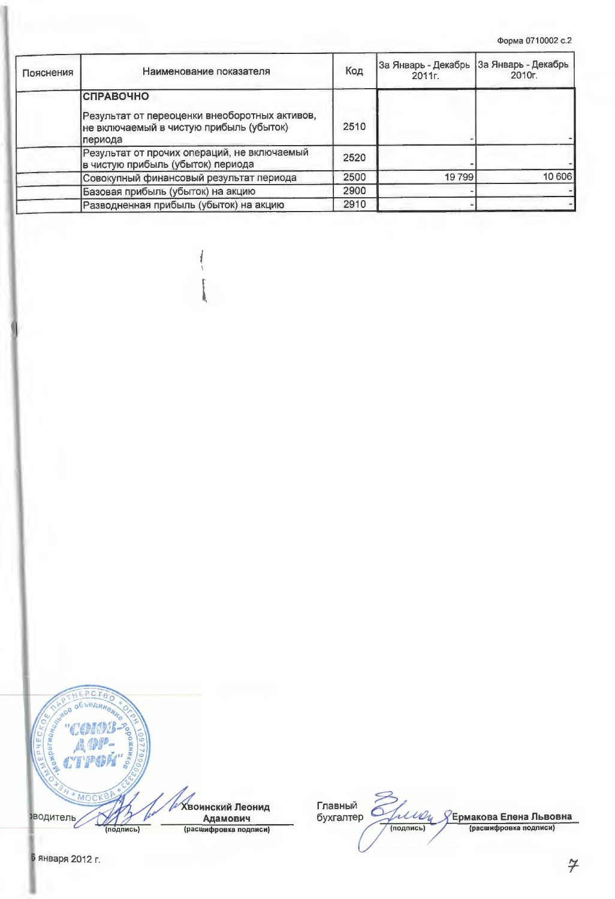Форма 0710002 с.2

| Пояснения | Наименование показателя | Код | За Январь - Декабрь 2011г. | За Январь - Декабрь 2010г. |
|---|---|---|---|---|
| | **СПРАВОЧНО** Результат от переоценки внеоборотных активов, не включаемый в чистую прибыль (убыток) периода | 2510 | - | - |
| | Результат от прочих операций, не включаемый в чистую прибыль (убыток) периода | 2520 | - | - |
| | Совокупный финансовый результат периода | 2500 | 19 799 | 10 606 |
| | Базовая прибыль (убыток) на акцию | 2900 | - | - |
| | Разводненная прибыль (убыток) на акцию | 2910 | - | - |

Некоммерческое партнерство «Межрегиональное объединение дорожников "СОЮЗ-ДОР-СТРОЙ"» * ОГРН 1097799003323 * МОСКВА *

...водитель _______ (подпись) Хвоинский Леонид Адамович (расшифровка подписи)

Главный бухгалтер _______ (подпись) Ермакова Елена Львовна (расшифровка подписи)

...6 января 2012 г.